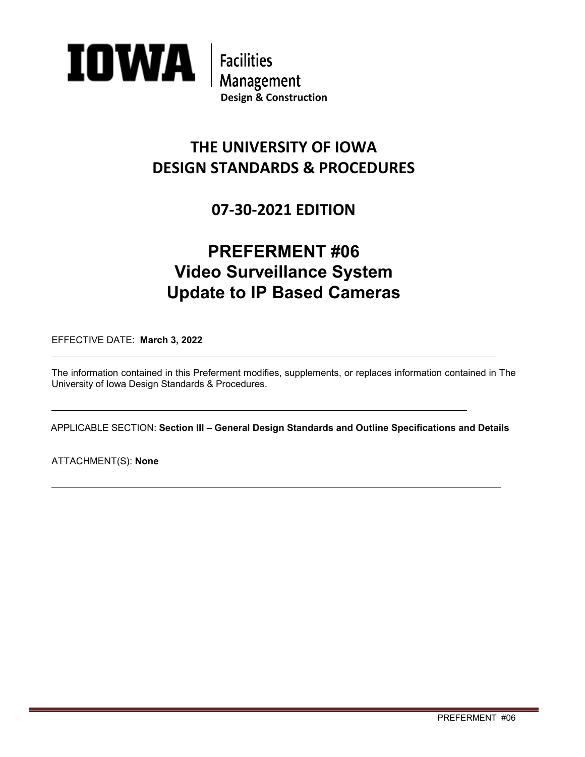**IOWA** | Facilities Management
Design & Construction

# THE UNIVERSITY OF IOWA DESIGN STANDARDS & PROCEDURES

## 07-30-2021 EDITION

# PREFERMENT #06
# Video Surveillance System
# Update to IP Based Cameras

EFFECTIVE DATE: **March 3, 2022**

---

The information contained in this Preferment modifies, supplements, or replaces information contained in The University of Iowa Design Standards & Procedures.

---

APPLICABLE SECTION: **Section III – General Design Standards and Outline Specifications and Details**

ATTACHMENT(S): **None**

---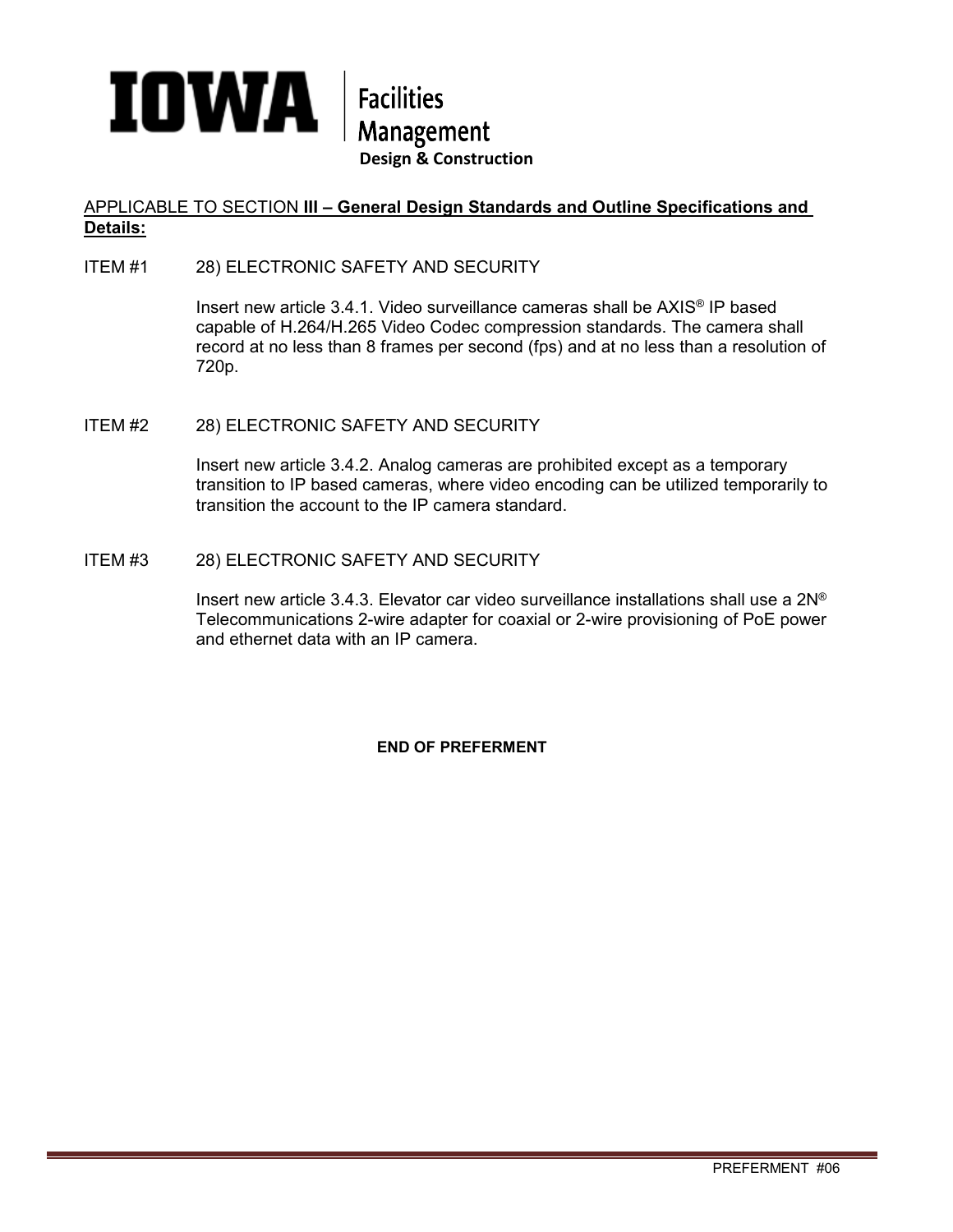**IOWA** | Facilities Management
Design & Construction

APPLICABLE TO SECTION **III – General Design Standards and Outline Specifications and Details:**

ITEM #1 28) ELECTRONIC SAFETY AND SECURITY

Insert new article 3.4.1. Video surveillance cameras shall be AXIS® IP based capable of H.264/H.265 Video Codec compression standards. The camera shall record at no less than 8 frames per second (fps) and at no less than a resolution of 720p.

ITEM #2 28) ELECTRONIC SAFETY AND SECURITY

Insert new article 3.4.2. Analog cameras are prohibited except as a temporary transition to IP based cameras, where video encoding can be utilized temporarily to transition the account to the IP camera standard.

ITEM #3 28) ELECTRONIC SAFETY AND SECURITY

Insert new article 3.4.3. Elevator car video surveillance installations shall use a 2N® Telecommunications 2-wire adapter for coaxial or 2-wire provisioning of PoE power and ethernet data with an IP camera.

**END OF PREFERMENT**